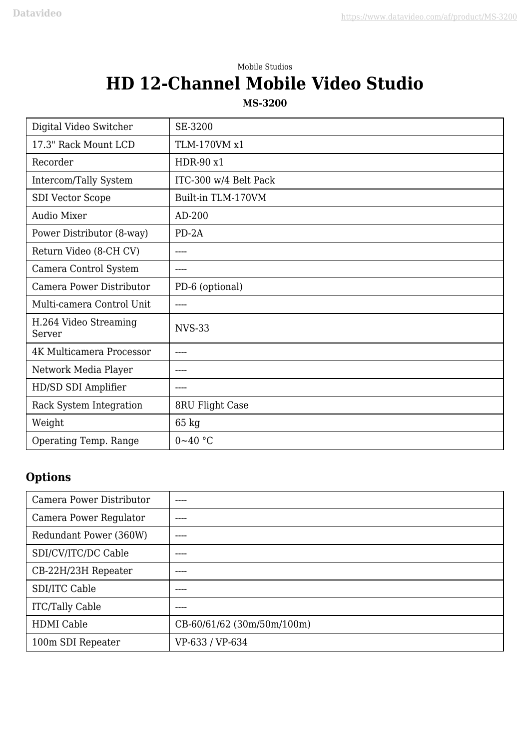Mobile Studios

# HD 12-Channel Mobile Video Studio

**MS-3200**

| | |
|---|---|
| Digital Video Switcher | SE-3200 |
| 17.3" Rack Mount LCD | TLM-170VM x1 |
| Recorder | HDR-90 x1 |
| Intercom/Tally System | ITC-300 w/4 Belt Pack |
| SDI Vector Scope | Built-in TLM-170VM |
| Audio Mixer | AD-200 |
| Power Distributor (8-way) | PD-2A |
| Return Video (8-CH CV) | ---- |
| Camera Control System | ---- |
| Camera Power Distributor | PD-6 (optional) |
| Multi-camera Control Unit | ---- |
| H.264 Video Streaming Server | NVS-33 |
| 4K Multicamera Processor | ---- |
| Network Media Player | ---- |
| HD/SD SDI Amplifier | ---- |
| Rack System Integration | 8RU Flight Case |
| Weight | 65 kg |
| Operating Temp. Range | 0~40 °C |

## Options

| | |
|---|---|
| Camera Power Distributor | ---- |
| Camera Power Regulator | ---- |
| Redundant Power (360W) | ---- |
| SDI/CV/ITC/DC Cable | ---- |
| CB-22H/23H Repeater | ---- |
| SDI/ITC Cable | ---- |
| ITC/Tally Cable | ---- |
| HDMI Cable | CB-60/61/62 (30m/50m/100m) |
| 100m SDI Repeater | VP-633 / VP-634 |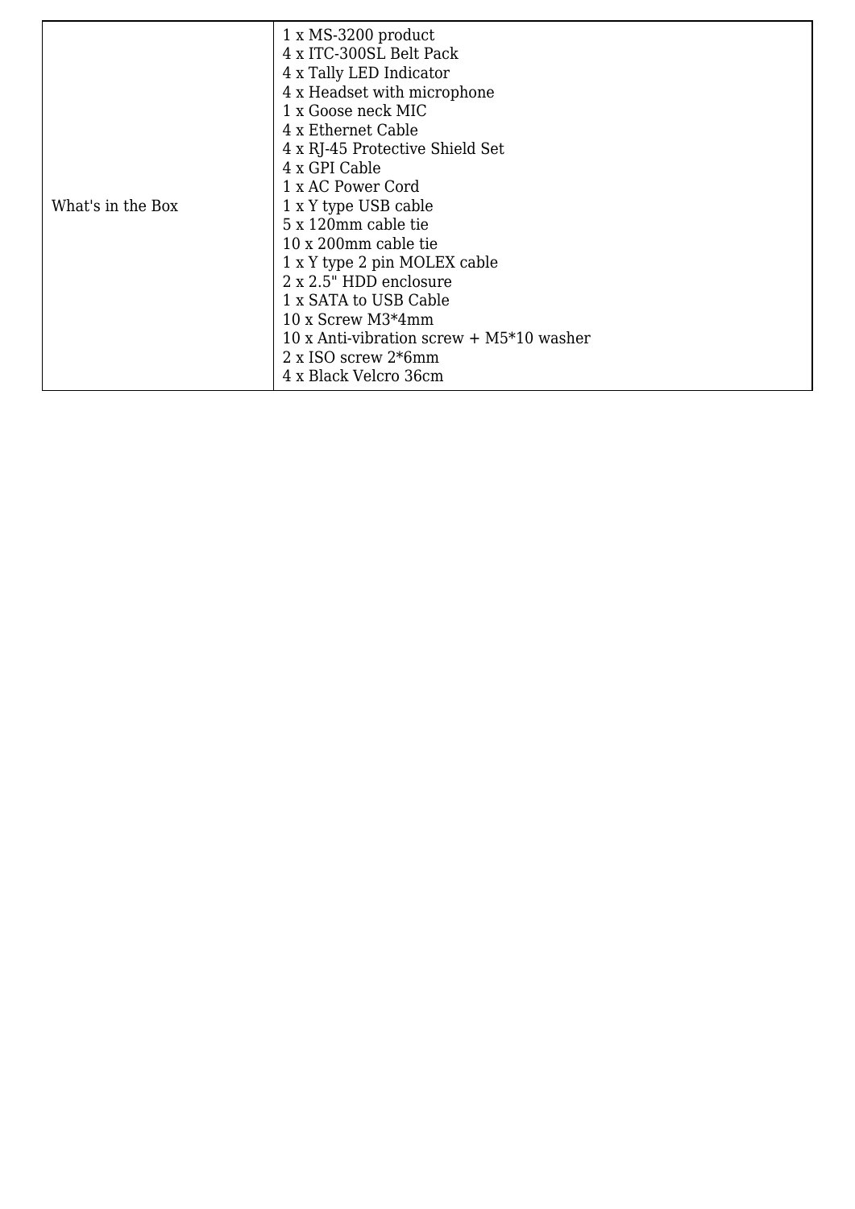| | |
|---|---|
| What's in the Box | 1 x MS-3200 product<br>4 x ITC-300SL Belt Pack<br>4 x Tally LED Indicator<br>4 x Headset with microphone<br>1 x Goose neck MIC<br>4 x Ethernet Cable<br>4 x RJ-45 Protective Shield Set<br>4 x GPI Cable<br>1 x AC Power Cord<br>1 x Y type USB cable<br>5 x 120mm cable tie<br>10 x 200mm cable tie<br>1 x Y type 2 pin MOLEX cable<br>2 x 2.5" HDD enclosure<br>1 x SATA to USB Cable<br>10 x Screw M3*4mm<br>10 x Anti-vibration screw + M5*10 washer<br>2 x ISO screw 2*6mm<br>4 x Black Velcro 36cm |